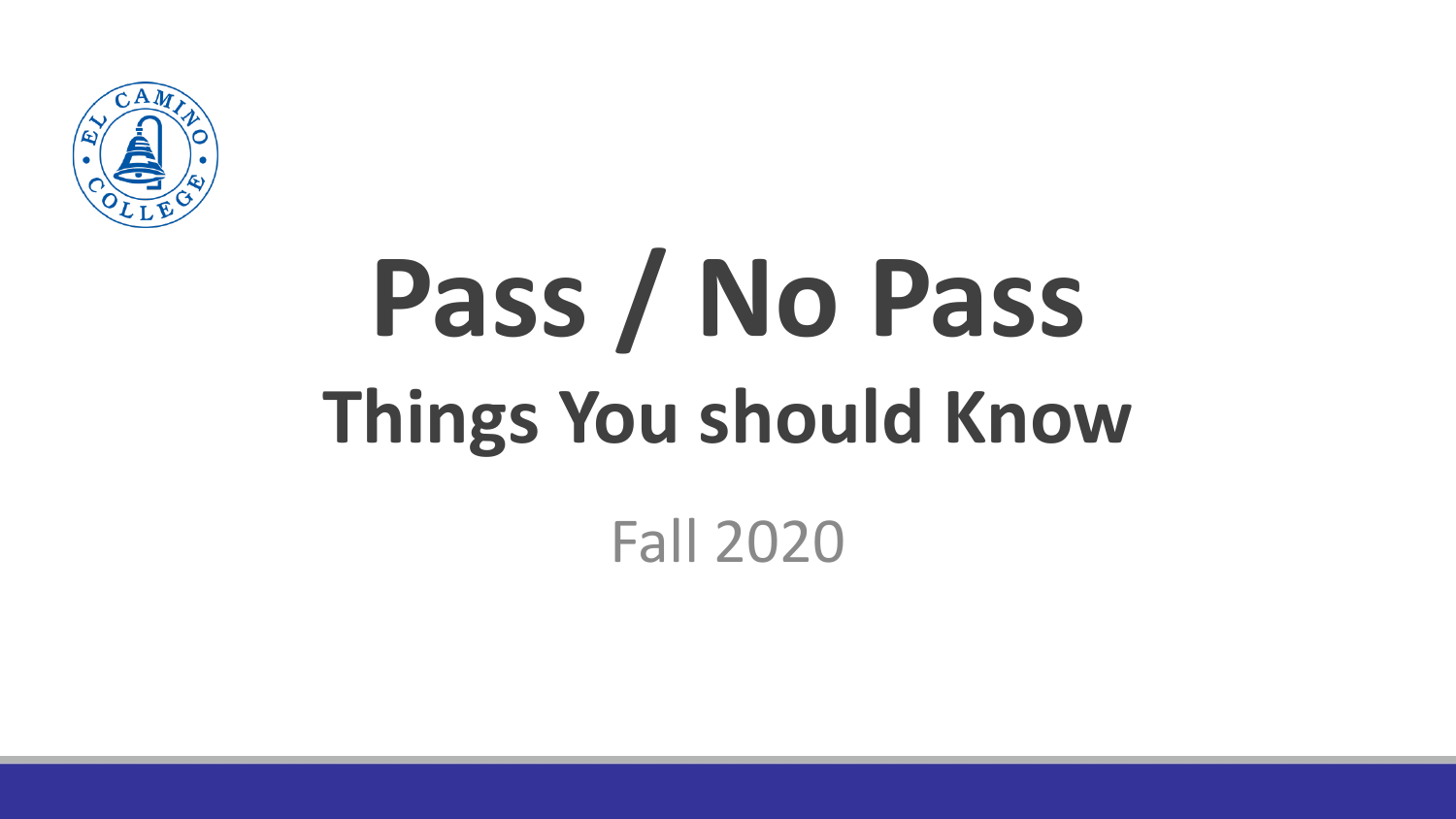# Pass / No Pass

## Things You should Know

Fall 2020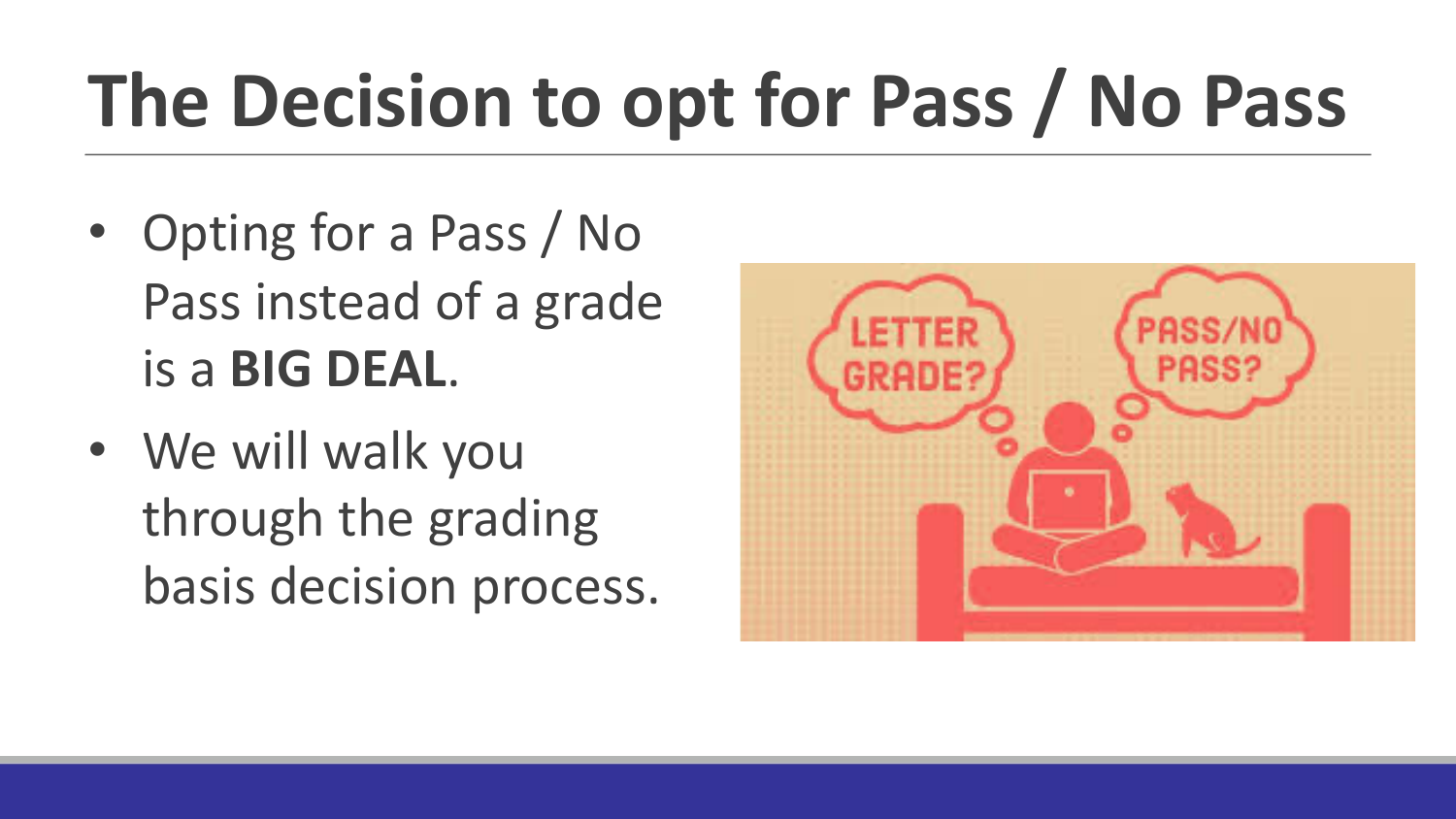# The Decision to opt for Pass / No Pass

- Opting for a Pass / No Pass instead of a grade is a **BIG DEAL**.
- We will walk you through the grading basis decision process.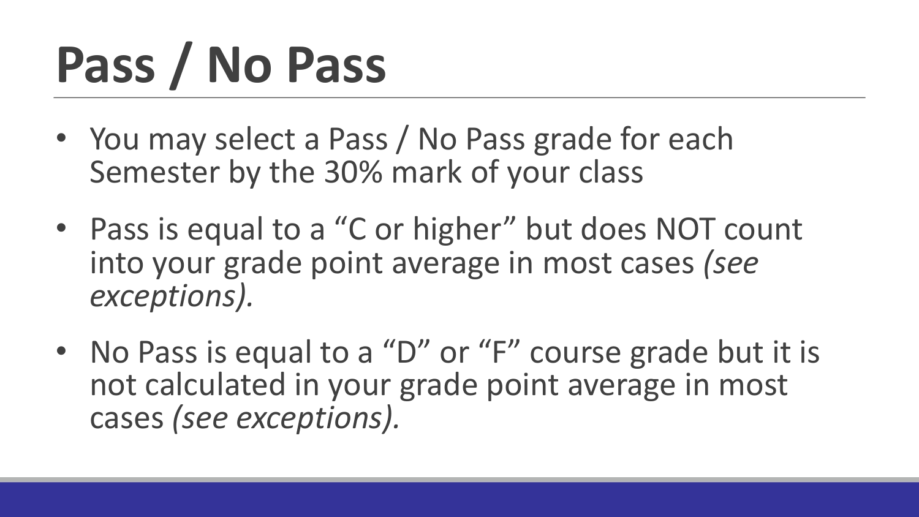# Pass / No Pass

- You may select a Pass / No Pass grade for each Semester by the 30% mark of your class
- Pass is equal to a “C or higher” but does NOT count into your grade point average in most cases *(see exceptions).*
- No Pass is equal to a “D” or “F” course grade but it is not calculated in your grade point average in most cases *(see exceptions).*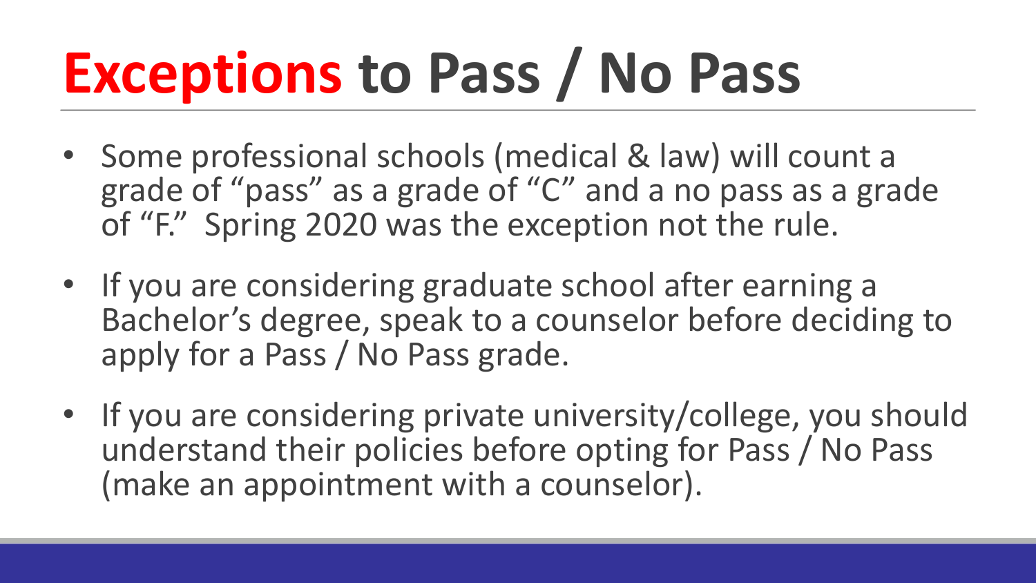# Exceptions to Pass / No Pass

- Some professional schools (medical & law) will count a grade of "pass" as a grade of "C" and a no pass as a grade of "F." Spring 2020 was the exception not the rule.
- If you are considering graduate school after earning a Bachelor's degree, speak to a counselor before deciding to apply for a Pass / No Pass grade.
- If you are considering private university/college, you should understand their policies before opting for Pass / No Pass (make an appointment with a counselor).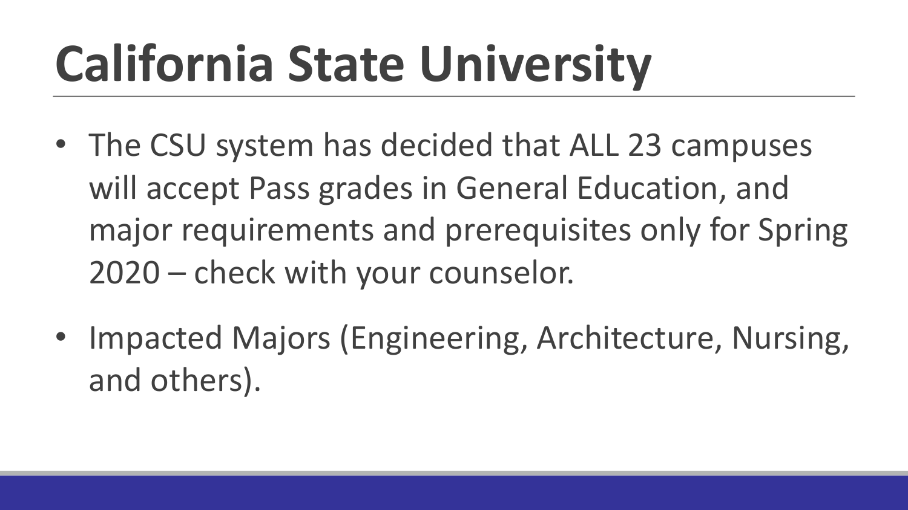# California State University

- The CSU system has decided that ALL 23 campuses will accept Pass grades in General Education, and major requirements and prerequisites only for Spring 2020 – check with your counselor.
- Impacted Majors (Engineering, Architecture, Nursing, and others).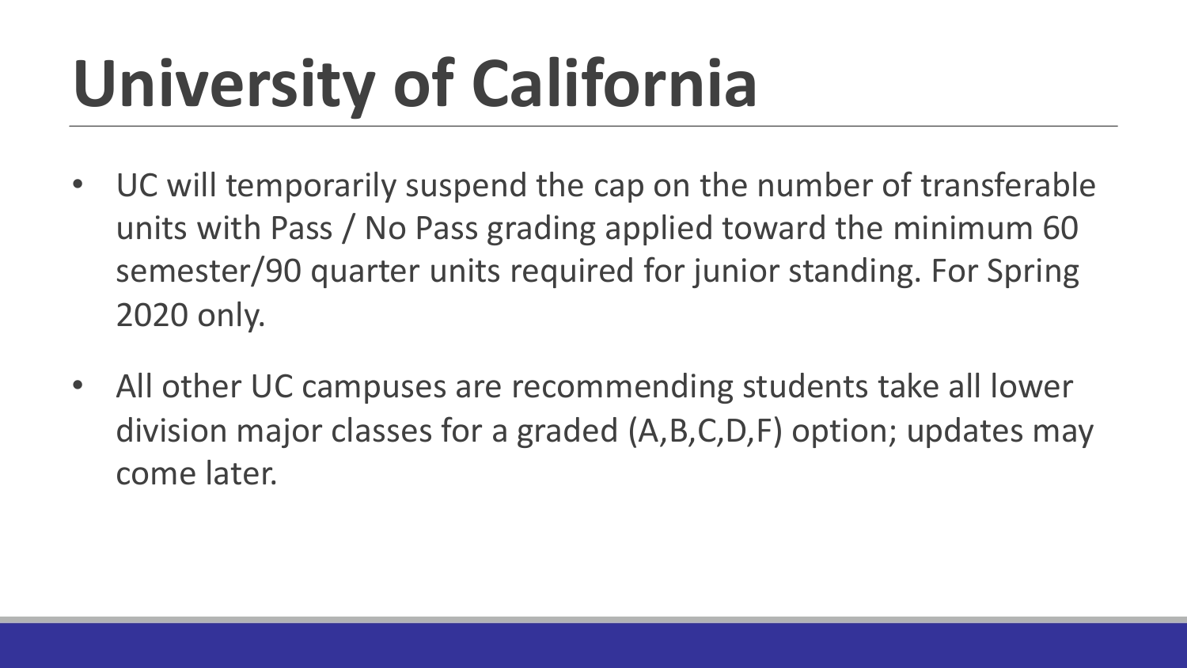# University of California

- UC will temporarily suspend the cap on the number of transferable units with Pass / No Pass grading applied toward the minimum 60 semester/90 quarter units required for junior standing. For Spring 2020 only.
- All other UC campuses are recommending students take all lower division major classes for a graded (A,B,C,D,F) option; updates may come later.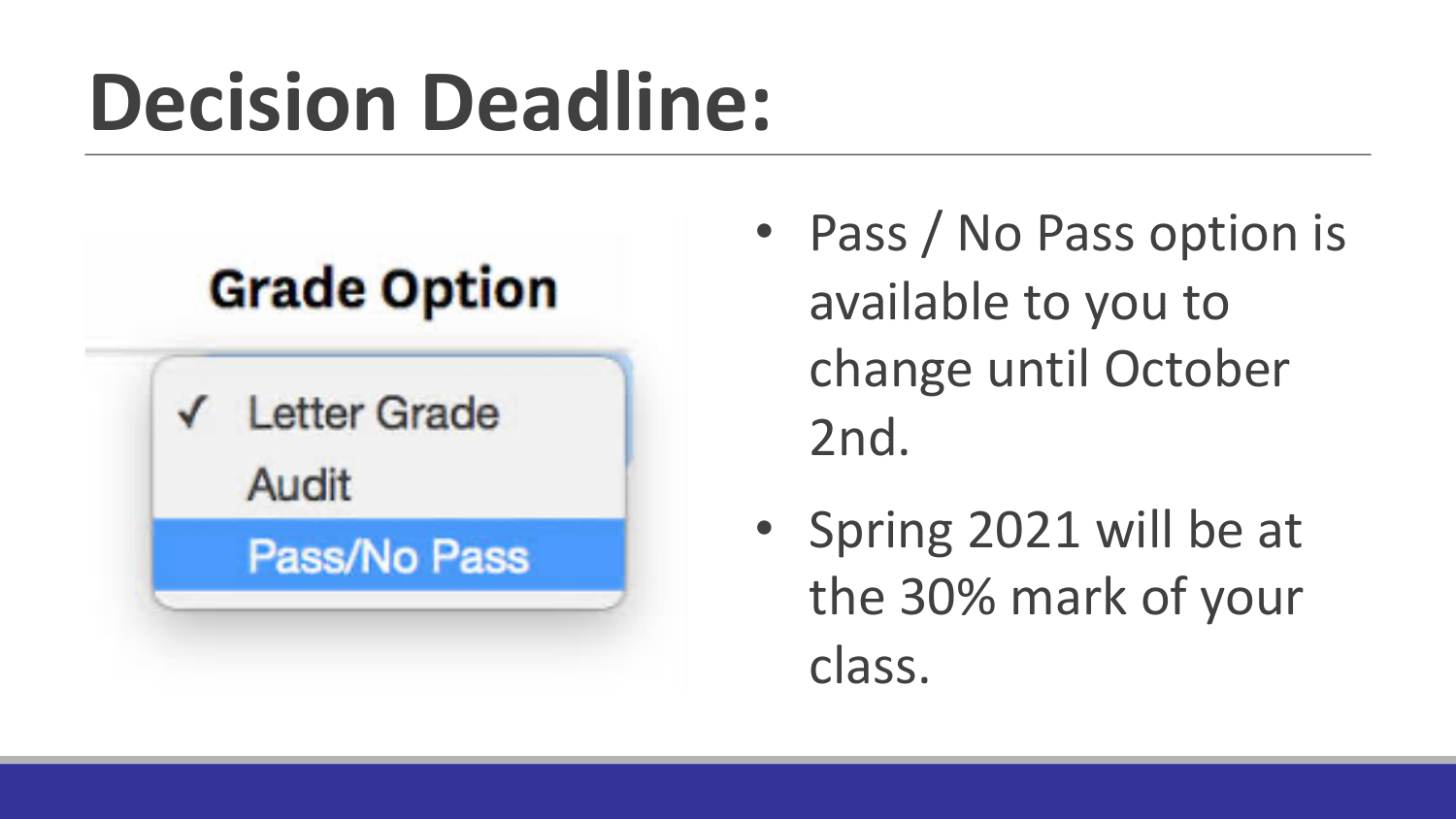# Decision Deadline:

**Grade Option**

- ✓ Letter Grade
- Audit
- Pass/No Pass

- Pass / No Pass option is available to you to change until October 2nd.
- Spring 2021 will be at the 30% mark of your class.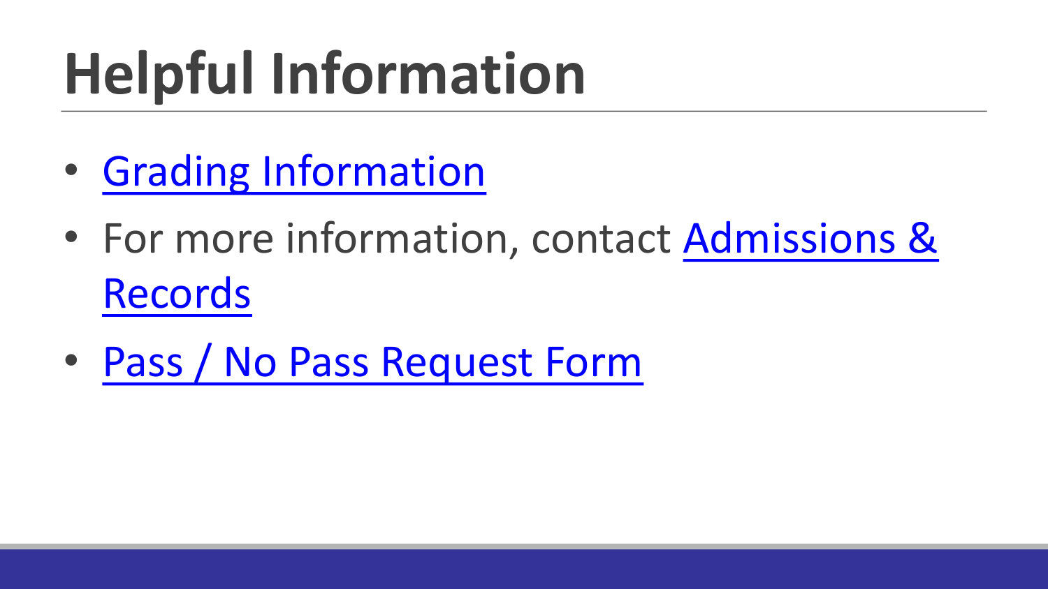# Helpful Information

- Grading Information
- For more information, contact Admissions & Records
- Pass / No Pass Request Form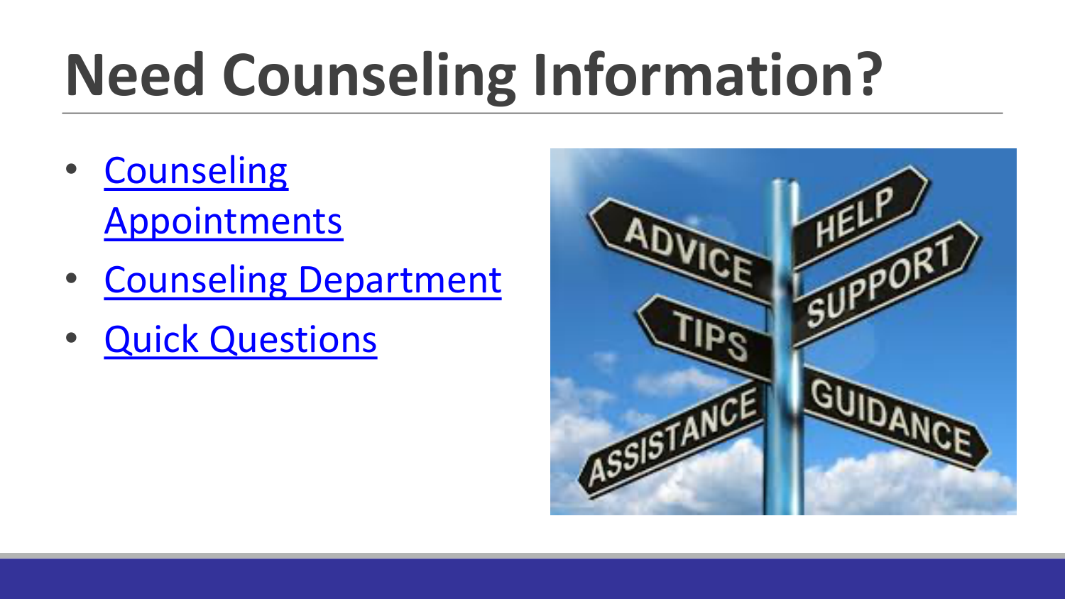# Need Counseling Information?

- Counseling Appointments
- Counseling Department
- Quick Questions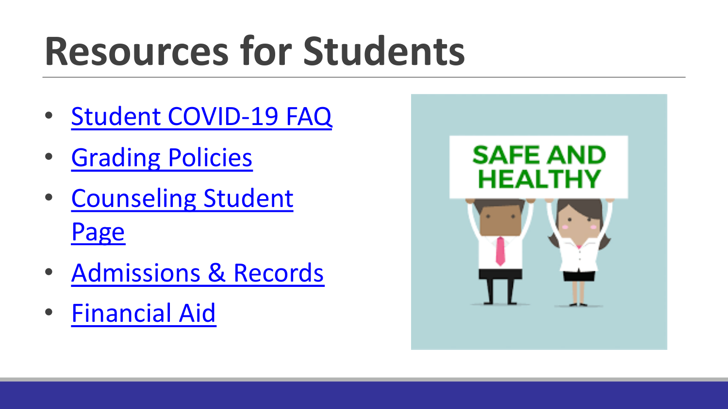# Resources for Students

- Student COVID-19 FAQ
- Grading Policies
- Counseling Student Page
- Admissions & Records
- Financial Aid